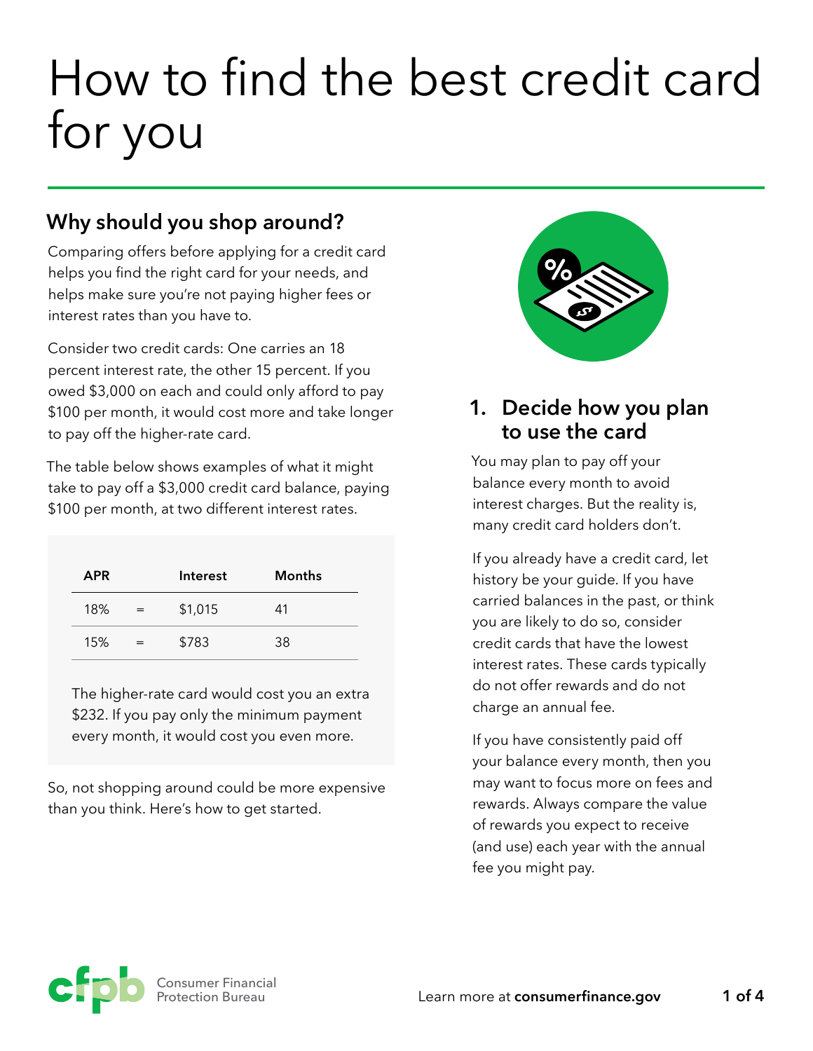# How to find the best credit card for you

## Why should you shop around?

Comparing offers before applying for a credit card helps you find the right card for your needs, and helps make sure you're not paying higher fees or interest rates than you have to.

Consider two credit cards: One carries an 18 percent interest rate, the other 15 percent. If you owed $3,000 on each and could only afford to pay $100 per month, it would cost more and take longer to pay off the higher-rate card.

The table below shows examples of what it might take to pay off a $3,000 credit card balance, paying $100 per month, at two different interest rates.

| APR | | Interest | Months |
|---|---|---|---|
| 18% | = | $1,015 | 41 |
| 15% | = | $783 | 38 |

The higher-rate card would cost you an extra $232. If you pay only the minimum payment every month, it would cost you even more.

So, not shopping around could be more expensive than you think. Here's how to get started.

## 1. Decide how you plan to use the card

You may plan to pay off your balance every month to avoid interest charges. But the reality is, many credit card holders don't.

If you already have a credit card, let history be your guide. If you have carried balances in the past, or think you are likely to do so, consider credit cards that have the lowest interest rates. These cards typically do not offer rewards and do not charge an annual fee.

If you have consistently paid off your balance every month, then you may want to focus more on fees and rewards. Always compare the value of rewards you expect to receive (and use) each year with the annual fee you might pay.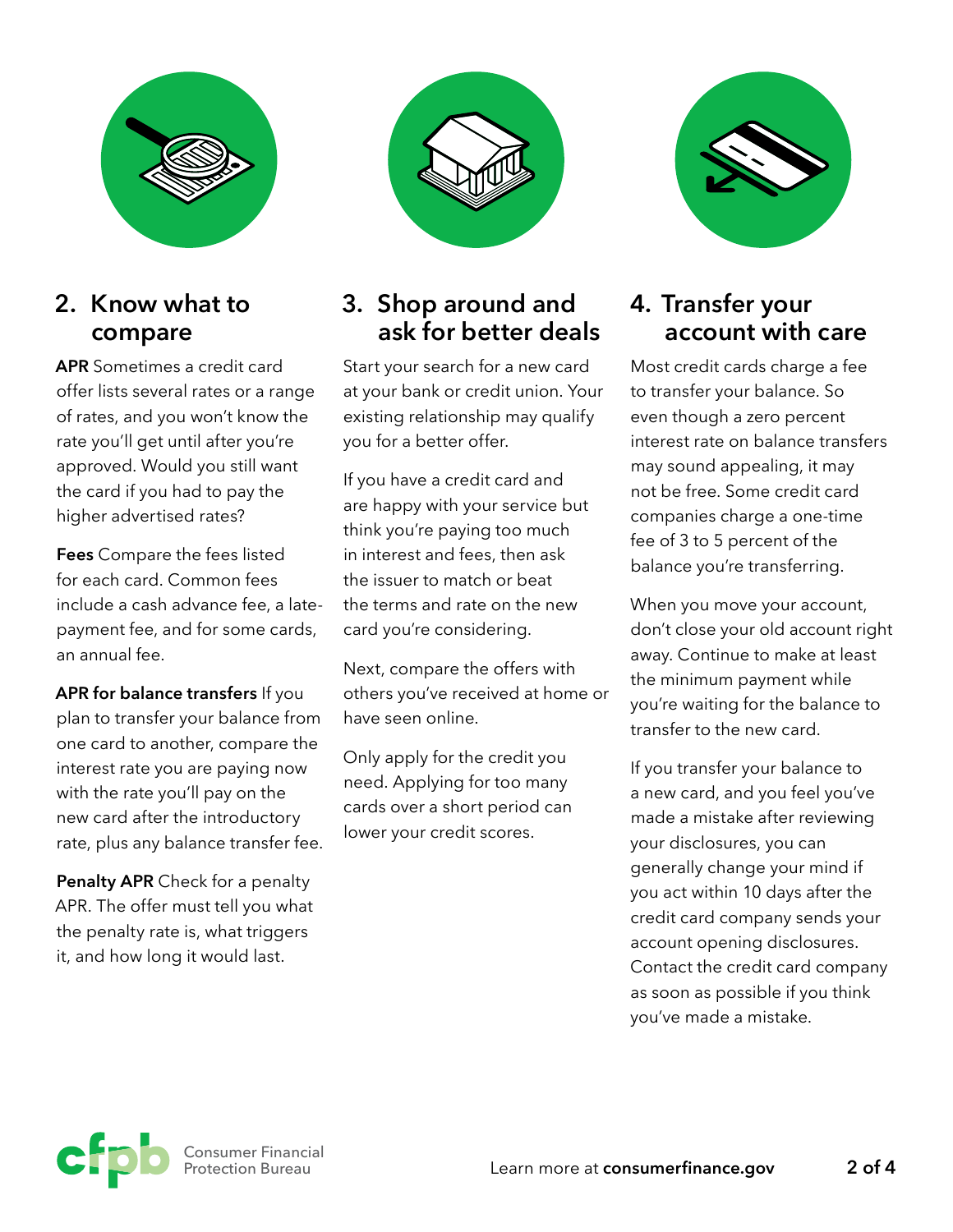## 2. Know what to compare

**APR** Sometimes a credit card offer lists several rates or a range of rates, and you won't know the rate you'll get until after you're approved. Would you still want the card if you had to pay the higher advertised rates?

**Fees** Compare the fees listed for each card. Common fees include a cash advance fee, a late-payment fee, and for some cards, an annual fee.

**APR for balance transfers** If you plan to transfer your balance from one card to another, compare the interest rate you are paying now with the rate you'll pay on the new card after the introductory rate, plus any balance transfer fee.

**Penalty APR** Check for a penalty APR. The offer must tell you what the penalty rate is, what triggers it, and how long it would last.

## 3. Shop around and ask for better deals

Start your search for a new card at your bank or credit union. Your existing relationship may qualify you for a better offer.

If you have a credit card and are happy with your service but think you're paying too much in interest and fees, then ask the issuer to match or beat the terms and rate on the new card you're considering.

Next, compare the offers with others you've received at home or have seen online.

Only apply for the credit you need. Applying for too many cards over a short period can lower your credit scores.

## 4. Transfer your account with care

Most credit cards charge a fee to transfer your balance. So even though a zero percent interest rate on balance transfers may sound appealing, it may not be free. Some credit card companies charge a one-time fee of 3 to 5 percent of the balance you're transferring.

When you move your account, don't close your old account right away. Continue to make at least the minimum payment while you're waiting for the balance to transfer to the new card.

If you transfer your balance to a new card, and you feel you've made a mistake after reviewing your disclosures, you can generally change your mind if you act within 10 days after the credit card company sends your account opening disclosures. Contact the credit card company as soon as possible if you think you've made a mistake.

Learn more at **consumerfinance.gov**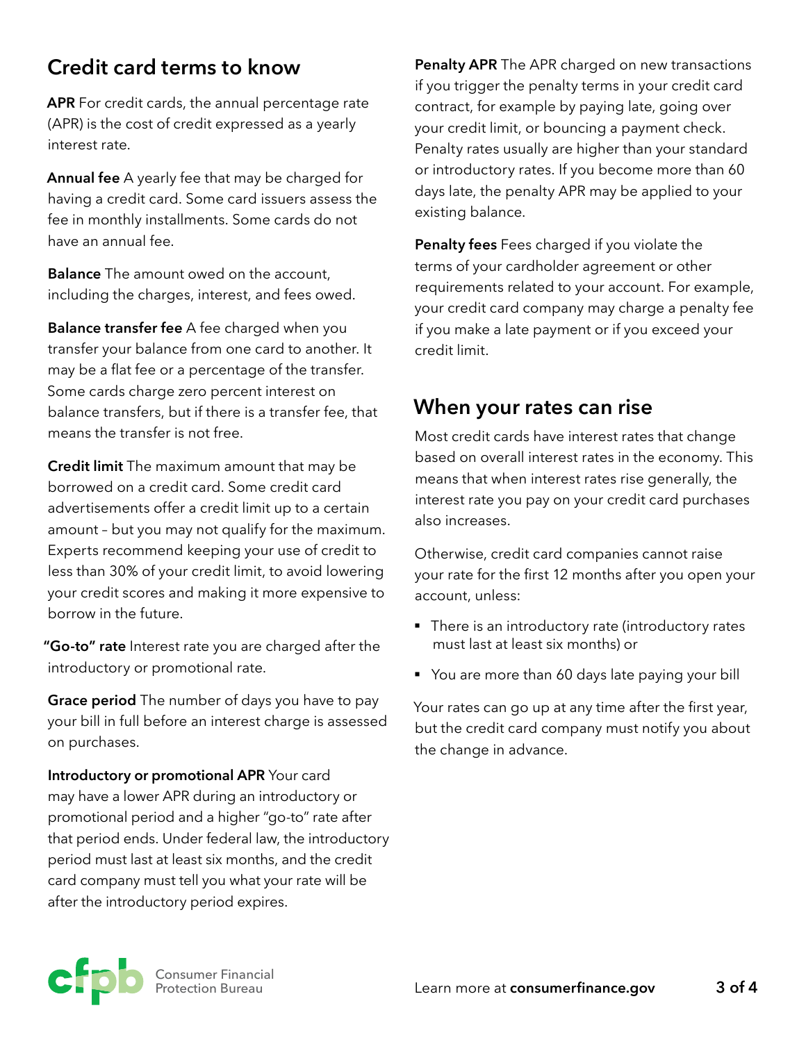## Credit card terms to know

**APR** For credit cards, the annual percentage rate (APR) is the cost of credit expressed as a yearly interest rate.

**Annual fee** A yearly fee that may be charged for having a credit card. Some card issuers assess the fee in monthly installments. Some cards do not have an annual fee.

**Balance** The amount owed on the account, including the charges, interest, and fees owed.

**Balance transfer fee** A fee charged when you transfer your balance from one card to another. It may be a flat fee or a percentage of the transfer. Some cards charge zero percent interest on balance transfers, but if there is a transfer fee, that means the transfer is not free.

**Credit limit** The maximum amount that may be borrowed on a credit card. Some credit card advertisements offer a credit limit up to a certain amount – but you may not qualify for the maximum. Experts recommend keeping your use of credit to less than 30% of your credit limit, to avoid lowering your credit scores and making it more expensive to borrow in the future.

**"Go-to" rate** Interest rate you are charged after the introductory or promotional rate.

**Grace period** The number of days you have to pay your bill in full before an interest charge is assessed on purchases.

**Introductory or promotional APR** Your card may have a lower APR during an introductory or promotional period and a higher "go-to" rate after that period ends. Under federal law, the introductory period must last at least six months, and the credit card company must tell you what your rate will be after the introductory period expires.

**Penalty APR** The APR charged on new transactions if you trigger the penalty terms in your credit card contract, for example by paying late, going over your credit limit, or bouncing a payment check. Penalty rates usually are higher than your standard or introductory rates. If you become more than 60 days late, the penalty APR may be applied to your existing balance.

**Penalty fees** Fees charged if you violate the terms of your cardholder agreement or other requirements related to your account. For example, your credit card company may charge a penalty fee if you make a late payment or if you exceed your credit limit.

## When your rates can rise

Most credit cards have interest rates that change based on overall interest rates in the economy. This means that when interest rates rise generally, the interest rate you pay on your credit card purchases also increases.

Otherwise, credit card companies cannot raise your rate for the first 12 months after you open your account, unless:

- There is an introductory rate (introductory rates must last at least six months) or
- You are more than 60 days late paying your bill

Your rates can go up at any time after the first year, but the credit card company must notify you about the change in advance.

Learn more at **consumerfinance.gov**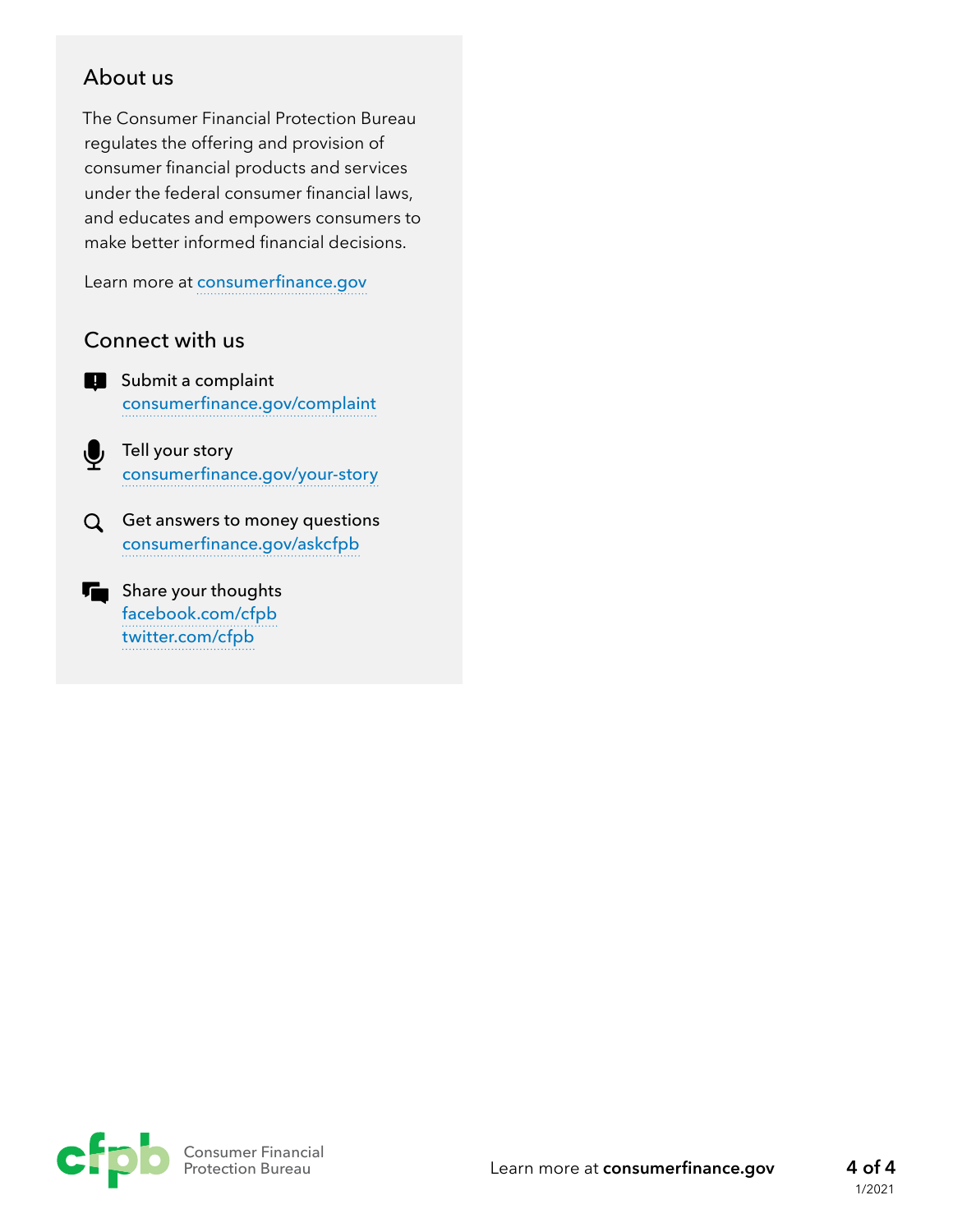## About us

The Consumer Financial Protection Bureau regulates the offering and provision of consumer financial products and services under the federal consumer financial laws, and educates and empowers consumers to make better informed financial decisions.

Learn more at consumerfinance.gov

## Connect with us

Submit a complaint
consumerfinance.gov/complaint

Tell your story
consumerfinance.gov/your-story

Get answers to money questions
consumerfinance.gov/askcfpb

Share your thoughts
facebook.com/cfpb
twitter.com/cfpb